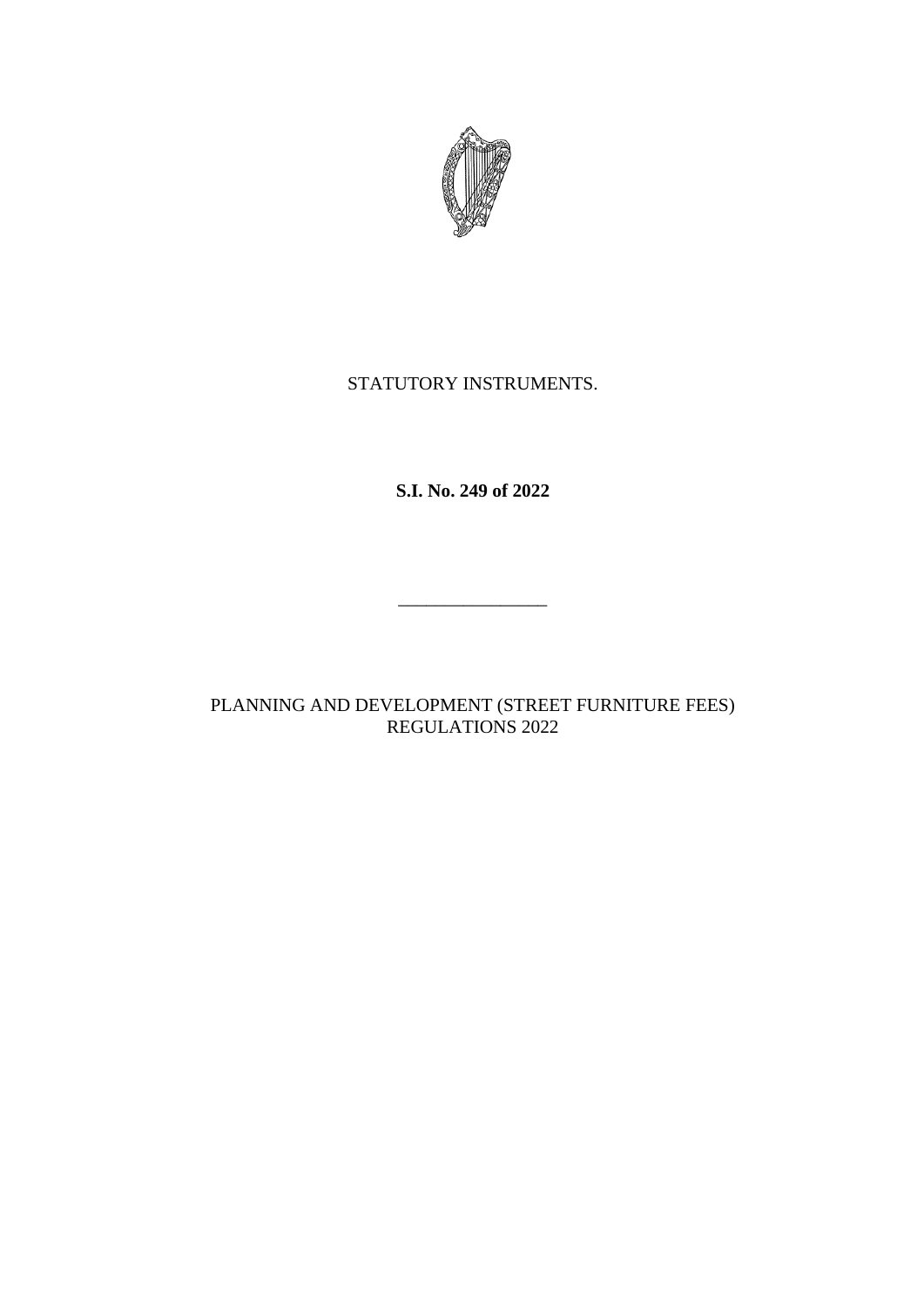STATUTORY INSTRUMENTS.

**S.I. No. 249 of 2022**

---

PLANNING AND DEVELOPMENT (STREET FURNITURE FEES) REGULATIONS 2022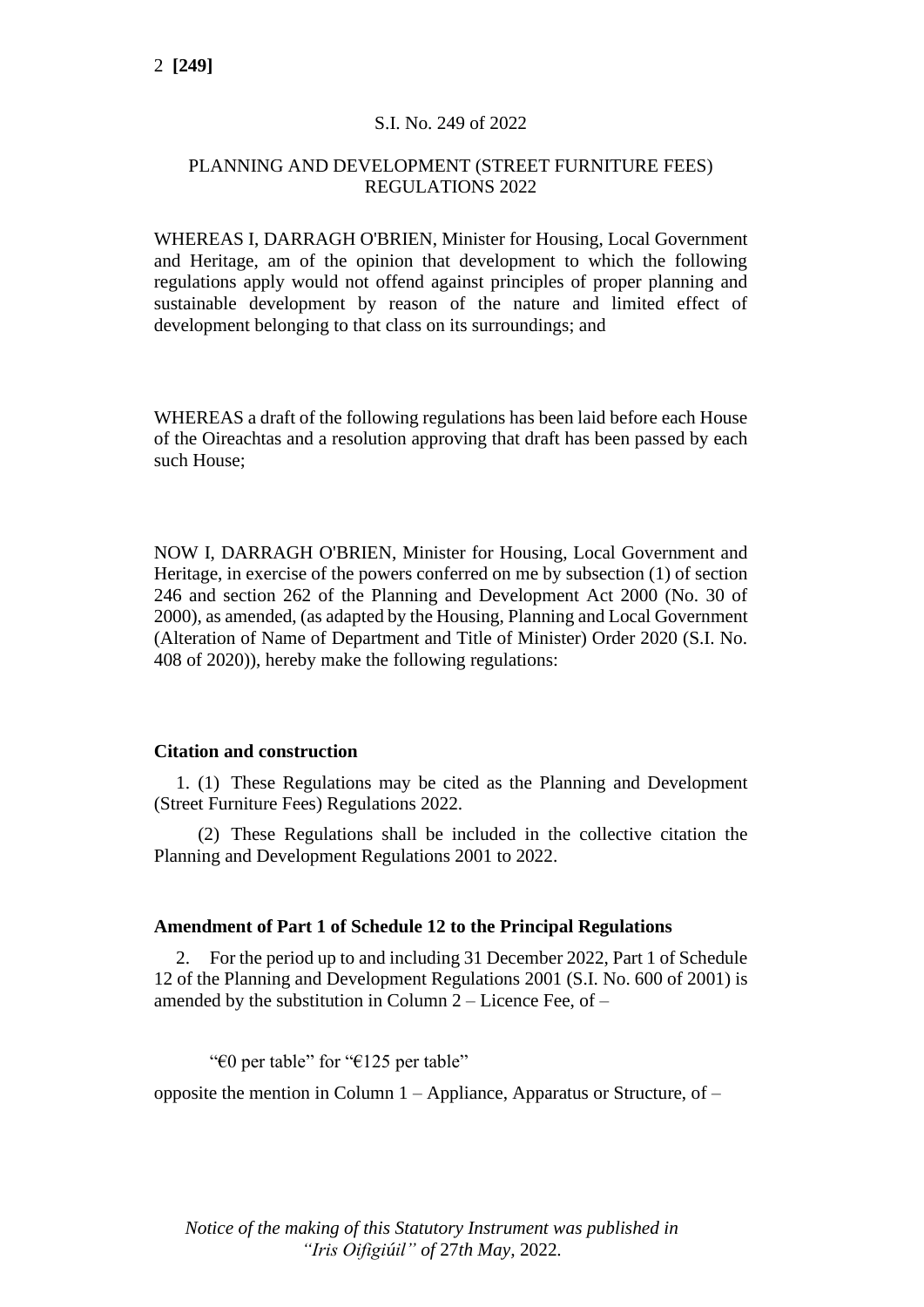S.I. No. 249 of 2022

PLANNING AND DEVELOPMENT (STREET FURNITURE FEES) REGULATIONS 2022

WHEREAS I, DARRAGH O'BRIEN, Minister for Housing, Local Government and Heritage, am of the opinion that development to which the following regulations apply would not offend against principles of proper planning and sustainable development by reason of the nature and limited effect of development belonging to that class on its surroundings; and

WHEREAS a draft of the following regulations has been laid before each House of the Oireachtas and a resolution approving that draft has been passed by each such House;

NOW I, DARRAGH O'BRIEN, Minister for Housing, Local Government and Heritage, in exercise of the powers conferred on me by subsection (1) of section 246 and section 262 of the Planning and Development Act 2000 (No. 30 of 2000), as amended, (as adapted by the Housing, Planning and Local Government (Alteration of Name of Department and Title of Minister) Order 2020 (S.I. No. 408 of 2020)), hereby make the following regulations:

**Citation and construction**

1. (1) These Regulations may be cited as the Planning and Development (Street Furniture Fees) Regulations 2022.

(2) These Regulations shall be included in the collective citation the Planning and Development Regulations 2001 to 2022.

**Amendment of Part 1 of Schedule 12 to the Principal Regulations**

2. For the period up to and including 31 December 2022, Part 1 of Schedule 12 of the Planning and Development Regulations 2001 (S.I. No. 600 of 2001) is amended by the substitution in Column 2 – Licence Fee, of –

"€0 per table" for "€125 per table"

opposite the mention in Column 1 – Appliance, Apparatus or Structure, of –

*Notice of the making of this Statutory Instrument was published in "Iris Oifigiúil" of 27th May, 2022.*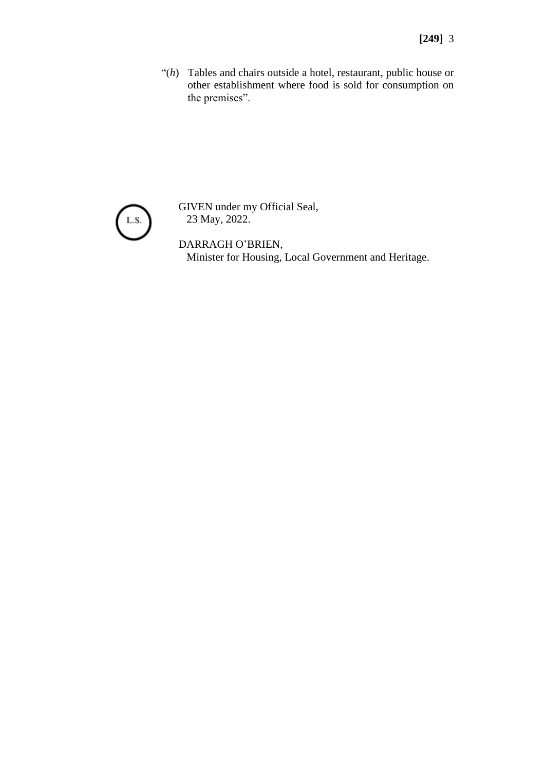"(*h*) Tables and chairs outside a hotel, restaurant, public house or other establishment where food is sold for consumption on the premises".

L.S.

GIVEN under my Official Seal,
23 May, 2022.

DARRAGH O'BRIEN,
Minister for Housing, Local Government and Heritage.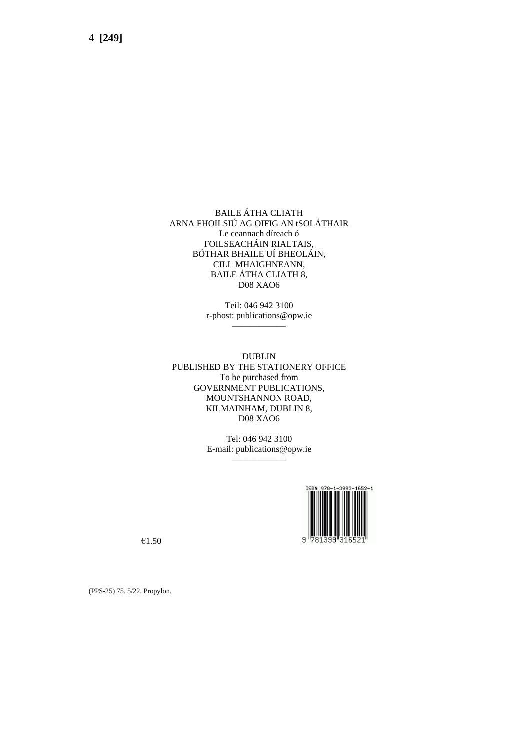BAILE ÁTHA CLIATH
ARNA FHOILSIÚ AG OIFIG AN tSOLÁTHAIR
Le ceannach díreach ó
FOILSEACHÁIN RIALTAIS,
BÓTHAR BHAILE UÍ BHEOLÁIN,
CILL MHAIGHNEANN,
BAILE ÁTHA CLIATH 8,
D08 XAO6

Teil: 046 942 3100
r-phost: publications@opw.ie

---

DUBLIN
PUBLISHED BY THE STATIONERY OFFICE
To be purchased from
GOVERNMENT PUBLICATIONS,
MOUNTSHANNON ROAD,
KILMAINHAM, DUBLIN 8,
D08 XAO6

Tel: 046 942 3100
E-mail: publications@opw.ie

---

ISBN 978-1-3993-1652-1

9 781399 316521

€1.50

(PPS-25) 75. 5/22. Propylon.